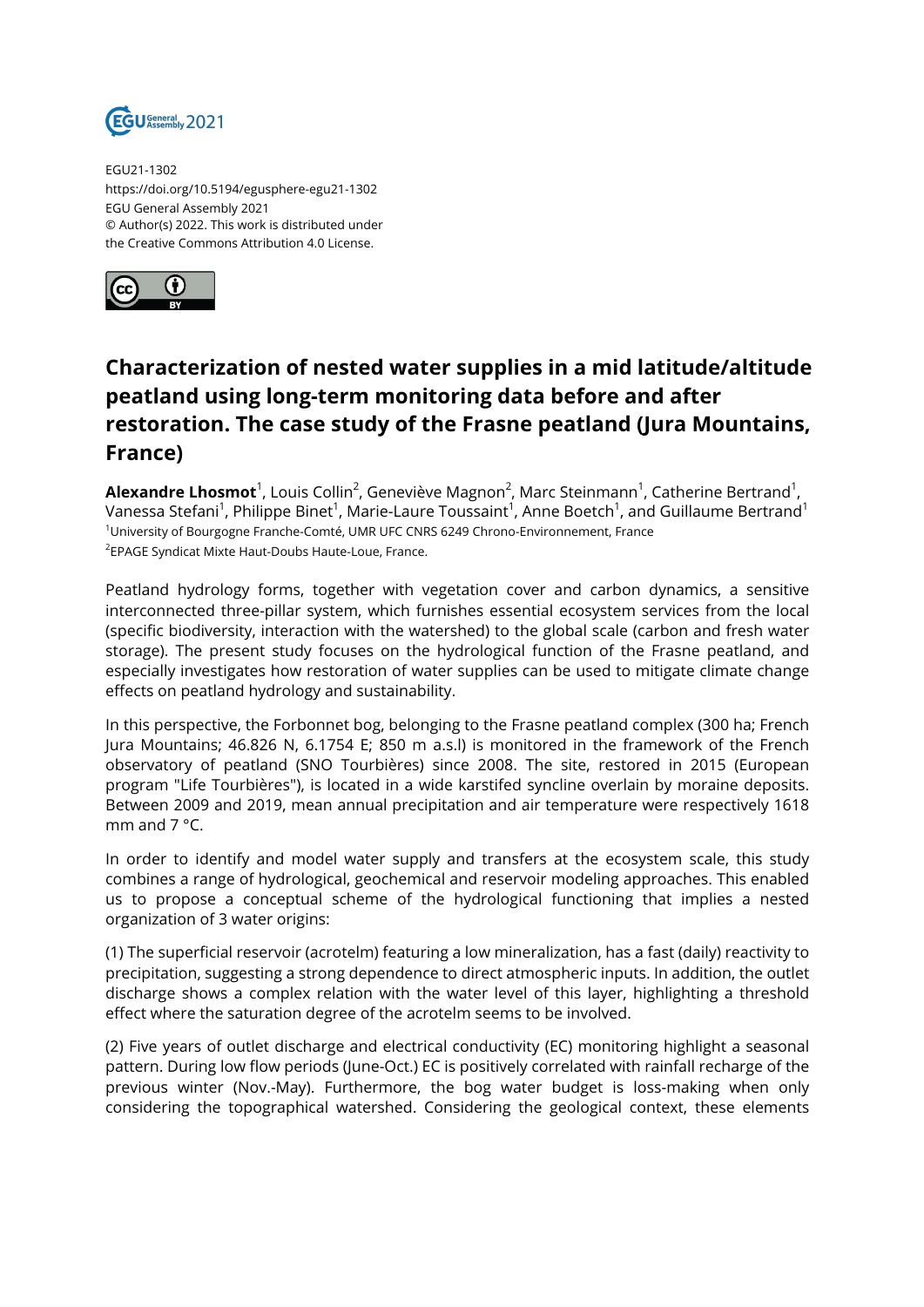EGU21-1302
https://doi.org/10.5194/egusphere-egu21-1302
EGU General Assembly 2021
© Author(s) 2022. This work is distributed under
the Creative Commons Attribution 4.0 License.

# Characterization of nested water supplies in a mid latitude/altitude peatland using long-term monitoring data before and after restoration. The case study of the Frasne peatland (Jura Mountains, France)

**Alexandre Lhosmot**[1], Louis Collin[2], Geneviève Magnon[2], Marc Steinmann[1], Catherine Bertrand[1], Vanessa Stefani[1], Philippe Binet[1], Marie-Laure Toussaint[1], Anne Boetch[1], and Guillaume Bertrand[1]

[1]University of Bourgogne Franche-Comté, UMR UFC CNRS 6249 Chrono-Environnement, France
[2]EPAGE Syndicat Mixte Haut-Doubs Haute-Loue, France.

Peatland hydrology forms, together with vegetation cover and carbon dynamics, a sensitive interconnected three-pillar system, which furnishes essential ecosystem services from the local (specific biodiversity, interaction with the watershed) to the global scale (carbon and fresh water storage). The present study focuses on the hydrological function of the Frasne peatland, and especially investigates how restoration of water supplies can be used to mitigate climate change effects on peatland hydrology and sustainability.

In this perspective, the Forbonnet bog, belonging to the Frasne peatland complex (300 ha; French Jura Mountains; 46.826 N, 6.1754 E; 850 m a.s.l) is monitored in the framework of the French observatory of peatland (SNO Tourbières) since 2008. The site, restored in 2015 (European program "Life Tourbières"), is located in a wide karstifed syncline overlain by moraine deposits. Between 2009 and 2019, mean annual precipitation and air temperature were respectively 1618 mm and 7 °C.

In order to identify and model water supply and transfers at the ecosystem scale, this study combines a range of hydrological, geochemical and reservoir modeling approaches. This enabled us to propose a conceptual scheme of the hydrological functioning that implies a nested organization of 3 water origins:

(1) The superficial reservoir (acrotelm) featuring a low mineralization, has a fast (daily) reactivity to precipitation, suggesting a strong dependence to direct atmospheric inputs. In addition, the outlet discharge shows a complex relation with the water level of this layer, highlighting a threshold effect where the saturation degree of the acrotelm seems to be involved.

(2) Five years of outlet discharge and electrical conductivity (EC) monitoring highlight a seasonal pattern. During low flow periods (June-Oct.) EC is positively correlated with rainfall recharge of the previous winter (Nov.-May). Furthermore, the bog water budget is loss-making when only considering the topographical watershed. Considering the geological context, these elements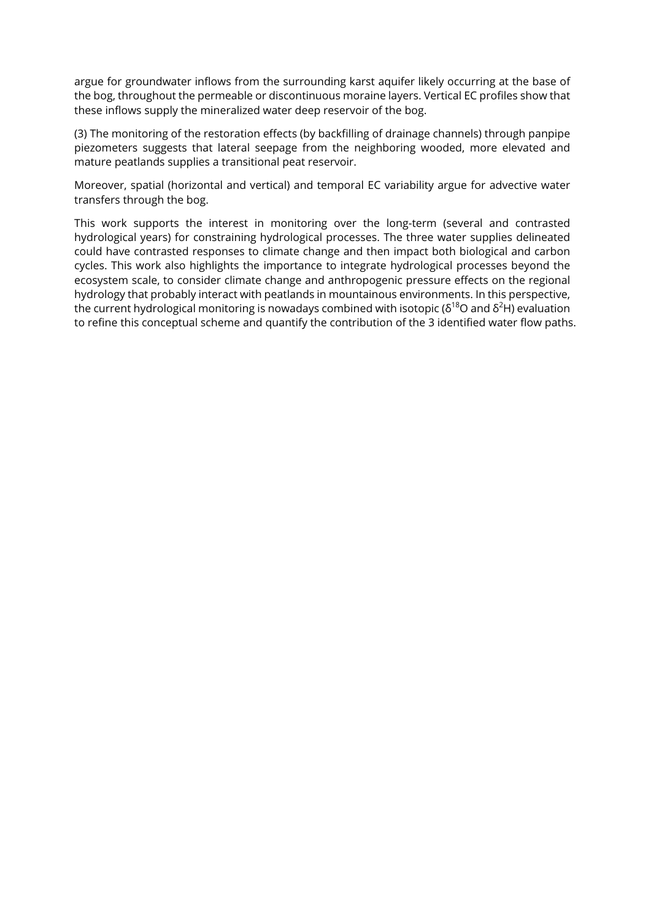argue for groundwater inflows from the surrounding karst aquifer likely occurring at the base of the bog, throughout the permeable or discontinuous moraine layers. Vertical EC profiles show that these inflows supply the mineralized water deep reservoir of the bog.

(3) The monitoring of the restoration effects (by backfilling of drainage channels) through panpipe piezometers suggests that lateral seepage from the neighboring wooded, more elevated and mature peatlands supplies a transitional peat reservoir.

Moreover, spatial (horizontal and vertical) and temporal EC variability argue for advective water transfers through the bog.

This work supports the interest in monitoring over the long-term (several and contrasted hydrological years) for constraining hydrological processes. The three water supplies delineated could have contrasted responses to climate change and then impact both biological and carbon cycles. This work also highlights the importance to integrate hydrological processes beyond the ecosystem scale, to consider climate change and anthropogenic pressure effects on the regional hydrology that probably interact with peatlands in mountainous environments. In this perspective, the current hydrological monitoring is nowadays combined with isotopic ($\delta^{18}O$ and $\delta^{2}H$) evaluation to refine this conceptual scheme and quantify the contribution of the 3 identified water flow paths.